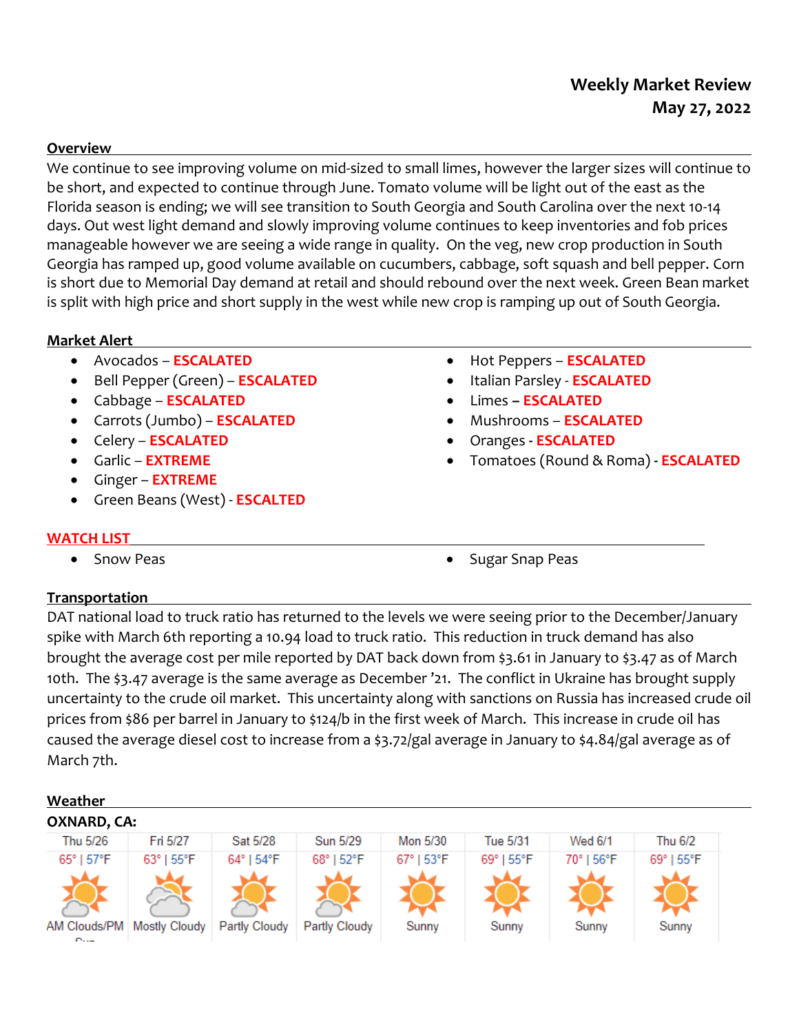# Weekly Market Review
## May 27, 2022

### Overview

We continue to see improving volume on mid-sized to small limes, however the larger sizes will continue to be short, and expected to continue through June. Tomato volume will be light out of the east as the Florida season is ending; we will see transition to South Georgia and South Carolina over the next 10-14 days. Out west light demand and slowly improving volume continues to keep inventories and fob prices manageable however we are seeing a wide range in quality. On the veg, new crop production in South Georgia has ramped up, good volume available on cucumbers, cabbage, soft squash and bell pepper. Corn is short due to Memorial Day demand at retail and should rebound over the next week. Green Bean market is split with high price and short supply in the west while new crop is ramping up out of South Georgia.

### Market Alert

- Avocados – **ESCALATED**
- Bell Pepper (Green) – **ESCALATED**
- Cabbage – **ESCALATED**
- Carrots (Jumbo) – **ESCALATED**
- Celery – **ESCALATED**
- Garlic – **EXTREME**
- Ginger – **EXTREME**
- Green Beans (West) - **ESCALTED**
- Hot Peppers – **ESCALATED**
- Italian Parsley - **ESCALATED**
- Limes **– ESCALATED**
- Mushrooms – **ESCALATED**
- Oranges - **ESCALATED**
- Tomatoes (Round & Roma) - **ESCALATED**

### WATCH LIST

- Snow Peas
- Sugar Snap Peas

### Transportation

DAT national load to truck ratio has returned to the levels we were seeing prior to the December/January spike with March 6th reporting a 10.94 load to truck ratio. This reduction in truck demand has also brought the average cost per mile reported by DAT back down from $3.61 in January to $3.47 as of March 10th. The $3.47 average is the same average as December '21. The conflict in Ukraine has brought supply uncertainty to the crude oil market. This uncertainty along with sanctions on Russia has increased crude oil prices from $86 per barrel in January to $124/b in the first week of March. This increase in crude oil has caused the average diesel cost to increase from a $3.72/gal average in January to $4.84/gal average as of March 7th.

### Weather

**OXNARD, CA:**

| Thu 5/26 | Fri 5/27 | Sat 5/28 | Sun 5/29 | Mon 5/30 | Tue 5/31 | Wed 6/1 | Thu 6/2 |
|---|---|---|---|---|---|---|---|
| 65° \| 57°F | 63° \| 55°F | 64° \| 54°F | 68° \| 52°F | 67° \| 53°F | 69° \| 55°F | 70° \| 56°F | 69° \| 55°F |
| AM Clouds/PM Sun | Mostly Cloudy | Partly Cloudy | Partly Cloudy | Sunny | Sunny | Sunny | Sunny |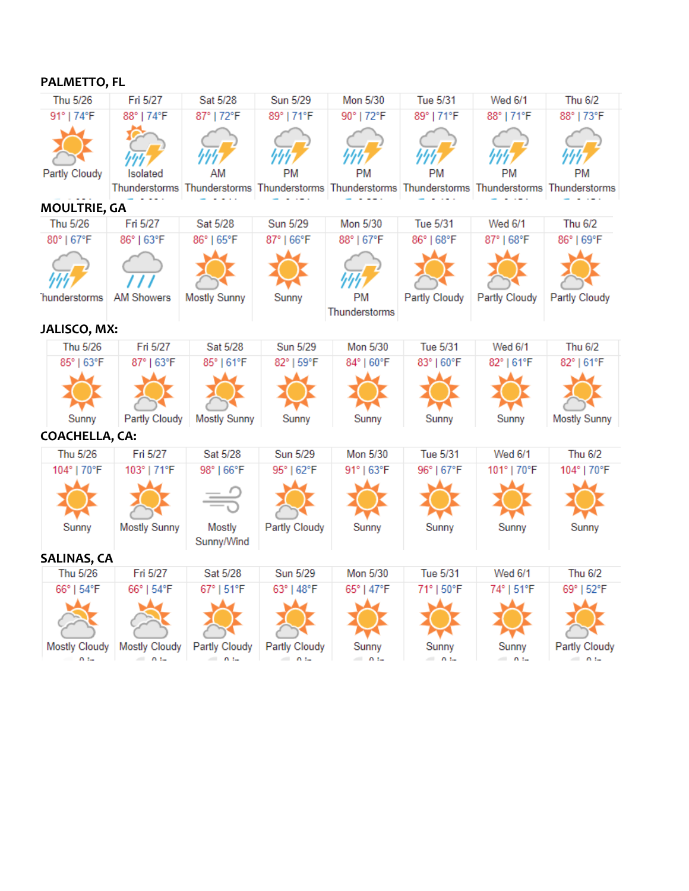## PALMETTO, FL

| Thu 5/26 | Fri 5/27 | Sat 5/28 | Sun 5/29 | Mon 5/30 | Tue 5/31 | Wed 6/1 | Thu 6/2 |
|---|---|---|---|---|---|---|---|
| 91° \| 74°F | 88° \| 74°F | 87° \| 72°F | 89° \| 71°F | 90° \| 72°F | 89° \| 71°F | 88° \| 71°F | 88° \| 73°F |
| Partly Cloudy | Isolated Thunderstorms | AM Thunderstorms | PM Thunderstorms | PM Thunderstorms | PM Thunderstorms | PM Thunderstorms | PM Thunderstorms |

## MOULTRIE, GA

| Thu 5/26 | Fri 5/27 | Sat 5/28 | Sun 5/29 | Mon 5/30 | Tue 5/31 | Wed 6/1 | Thu 6/2 |
|---|---|---|---|---|---|---|---|
| 80° \| 67°F | 86° \| 63°F | 86° \| 65°F | 87° \| 66°F | 88° \| 67°F | 86° \| 68°F | 87° \| 68°F | 86° \| 69°F |
| Thunderstorms | AM Showers | Mostly Sunny | Sunny | PM Thunderstorms | Partly Cloudy | Partly Cloudy | Partly Cloudy |

## JALISCO, MX:

| Thu 5/26 | Fri 5/27 | Sat 5/28 | Sun 5/29 | Mon 5/30 | Tue 5/31 | Wed 6/1 | Thu 6/2 |
|---|---|---|---|---|---|---|---|
| 85° \| 63°F | 87° \| 63°F | 85° \| 61°F | 82° \| 59°F | 84° \| 60°F | 83° \| 60°F | 82° \| 61°F | 82° \| 61°F |
| Sunny | Partly Cloudy | Mostly Sunny | Sunny | Sunny | Sunny | Sunny | Mostly Sunny |

## COACHELLA, CA:

| Thu 5/26 | Fri 5/27 | Sat 5/28 | Sun 5/29 | Mon 5/30 | Tue 5/31 | Wed 6/1 | Thu 6/2 |
|---|---|---|---|---|---|---|---|
| 104° \| 70°F | 103° \| 71°F | 98° \| 66°F | 95° \| 62°F | 91° \| 63°F | 96° \| 67°F | 101° \| 70°F | 104° \| 70°F |
| Sunny | Mostly Sunny | Mostly Sunny/Wind | Partly Cloudy | Sunny | Sunny | Sunny | Sunny |

## SALINAS, CA

| Thu 5/26 | Fri 5/27 | Sat 5/28 | Sun 5/29 | Mon 5/30 | Tue 5/31 | Wed 6/1 | Thu 6/2 |
|---|---|---|---|---|---|---|---|
| 66° \| 54°F | 66° \| 54°F | 67° \| 51°F | 63° \| 48°F | 65° \| 47°F | 71° \| 50°F | 74° \| 51°F | 69° \| 52°F |
| Mostly Cloudy | Mostly Cloudy | Partly Cloudy | Partly Cloudy | Sunny | Sunny | Sunny | Partly Cloudy |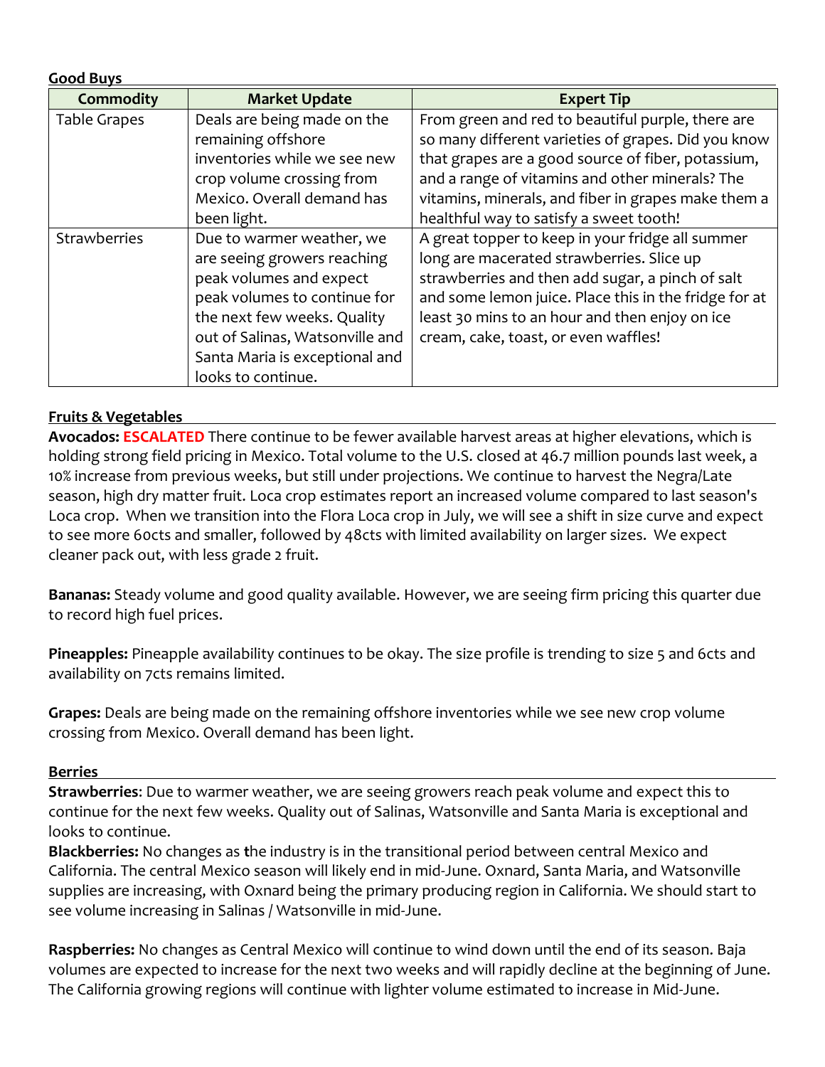**Good Buys**

| Commodity | Market Update | Expert Tip |
|---|---|---|
| Table Grapes | Deals are being made on the remaining offshore inventories while we see new crop volume crossing from Mexico. Overall demand has been light. | From green and red to beautiful purple, there are so many different varieties of grapes. Did you know that grapes are a good source of fiber, potassium, and a range of vitamins and other minerals? The vitamins, minerals, and fiber in grapes make them a healthful way to satisfy a sweet tooth! |
| Strawberries | Due to warmer weather, we are seeing growers reaching peak volumes and expect peak volumes to continue for the next few weeks. Quality out of Salinas, Watsonville and Santa Maria is exceptional and looks to continue. | A great topper to keep in your fridge all summer long are macerated strawberries. Slice up strawberries and then add sugar, a pinch of salt and some lemon juice. Place this in the fridge for at least 30 mins to an hour and then enjoy on ice cream, cake, toast, or even waffles! |

**Fruits & Vegetables**

**Avocados: ESCALATED** There continue to be fewer available harvest areas at higher elevations, which is holding strong field pricing in Mexico. Total volume to the U.S. closed at 46.7 million pounds last week, a 10% increase from previous weeks, but still under projections. We continue to harvest the Negra/Late season, high dry matter fruit. Loca crop estimates report an increased volume compared to last season's Loca crop. When we transition into the Flora Loca crop in July, we will see a shift in size curve and expect to see more 60cts and smaller, followed by 48cts with limited availability on larger sizes. We expect cleaner pack out, with less grade 2 fruit.

**Bananas:** Steady volume and good quality available. However, we are seeing firm pricing this quarter due to record high fuel prices.

**Pineapples:** Pineapple availability continues to be okay. The size profile is trending to size 5 and 6cts and availability on 7cts remains limited.

**Grapes:** Deals are being made on the remaining offshore inventories while we see new crop volume crossing from Mexico. Overall demand has been light.

**Berries**

**Strawberries**: Due to warmer weather, we are seeing growers reach peak volume and expect this to continue for the next few weeks. Quality out of Salinas, Watsonville and Santa Maria is exceptional and looks to continue.
**Blackberries:** No changes as the industry is in the transitional period between central Mexico and California. The central Mexico season will likely end in mid-June. Oxnard, Santa Maria, and Watsonville supplies are increasing, with Oxnard being the primary producing region in California. We should start to see volume increasing in Salinas / Watsonville in mid-June.

**Raspberries:** No changes as Central Mexico will continue to wind down until the end of its season. Baja volumes are expected to increase for the next two weeks and will rapidly decline at the beginning of June. The California growing regions will continue with lighter volume estimated to increase in Mid-June.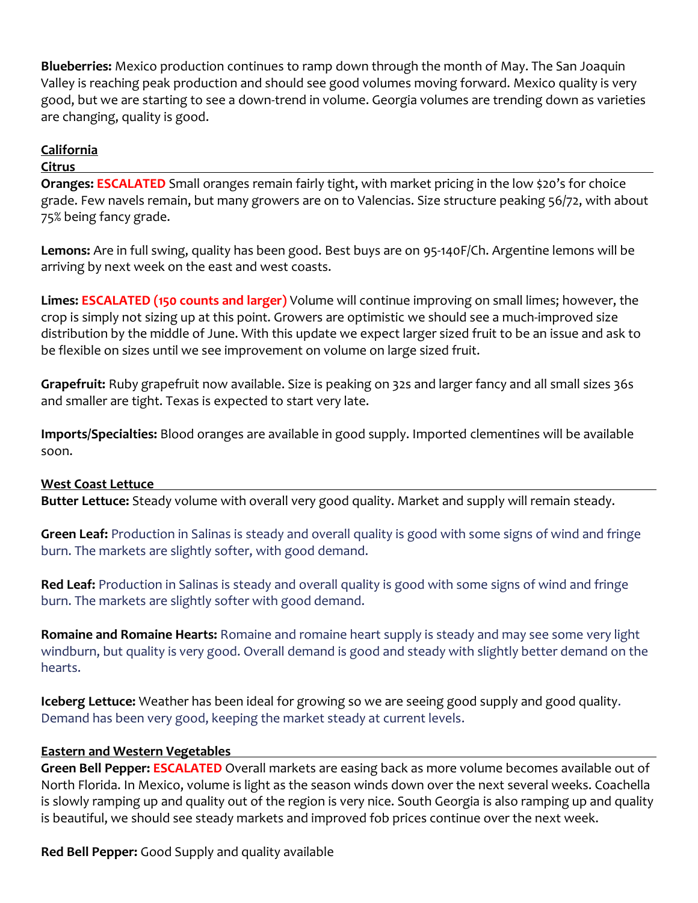**Blueberries:** Mexico production continues to ramp down through the month of May. The San Joaquin Valley is reaching peak production and should see good volumes moving forward. Mexico quality is very good, but we are starting to see a down-trend in volume. Georgia volumes are trending down as varieties are changing, quality is good.

## California

### Citrus

**Oranges:** **ESCALATED** Small oranges remain fairly tight, with market pricing in the low $20's for choice grade. Few navels remain, but many growers are on to Valencias. Size structure peaking 56/72, with about 75% being fancy grade.

**Lemons:** Are in full swing, quality has been good. Best buys are on 95-140F/Ch. Argentine lemons will be arriving by next week on the east and west coasts.

**Limes:** **ESCALATED (150 counts and larger)** Volume will continue improving on small limes; however, the crop is simply not sizing up at this point. Growers are optimistic we should see a much-improved size distribution by the middle of June. With this update we expect larger sized fruit to be an issue and ask to be flexible on sizes until we see improvement on volume on large sized fruit.

**Grapefruit:** Ruby grapefruit now available. Size is peaking on 32s and larger fancy and all small sizes 36s and smaller are tight. Texas is expected to start very late.

**Imports/Specialties:** Blood oranges are available in good supply. Imported clementines will be available soon.

### West Coast Lettuce

**Butter Lettuce:** Steady volume with overall very good quality. Market and supply will remain steady.

**Green Leaf:** Production in Salinas is steady and overall quality is good with some signs of wind and fringe burn. The markets are slightly softer, with good demand.

**Red Leaf:** Production in Salinas is steady and overall quality is good with some signs of wind and fringe burn. The markets are slightly softer with good demand.

**Romaine and Romaine Hearts:** Romaine and romaine heart supply is steady and may see some very light windburn, but quality is very good. Overall demand is good and steady with slightly better demand on the hearts.

**Iceberg Lettuce:** Weather has been ideal for growing so we are seeing good supply and good quality. Demand has been very good, keeping the market steady at current levels.

### Eastern and Western Vegetables

**Green Bell Pepper:** **ESCALATED** Overall markets are easing back as more volume becomes available out of North Florida. In Mexico, volume is light as the season winds down over the next several weeks. Coachella is slowly ramping up and quality out of the region is very nice. South Georgia is also ramping up and quality is beautiful, we should see steady markets and improved fob prices continue over the next week.

**Red Bell Pepper:** Good Supply and quality available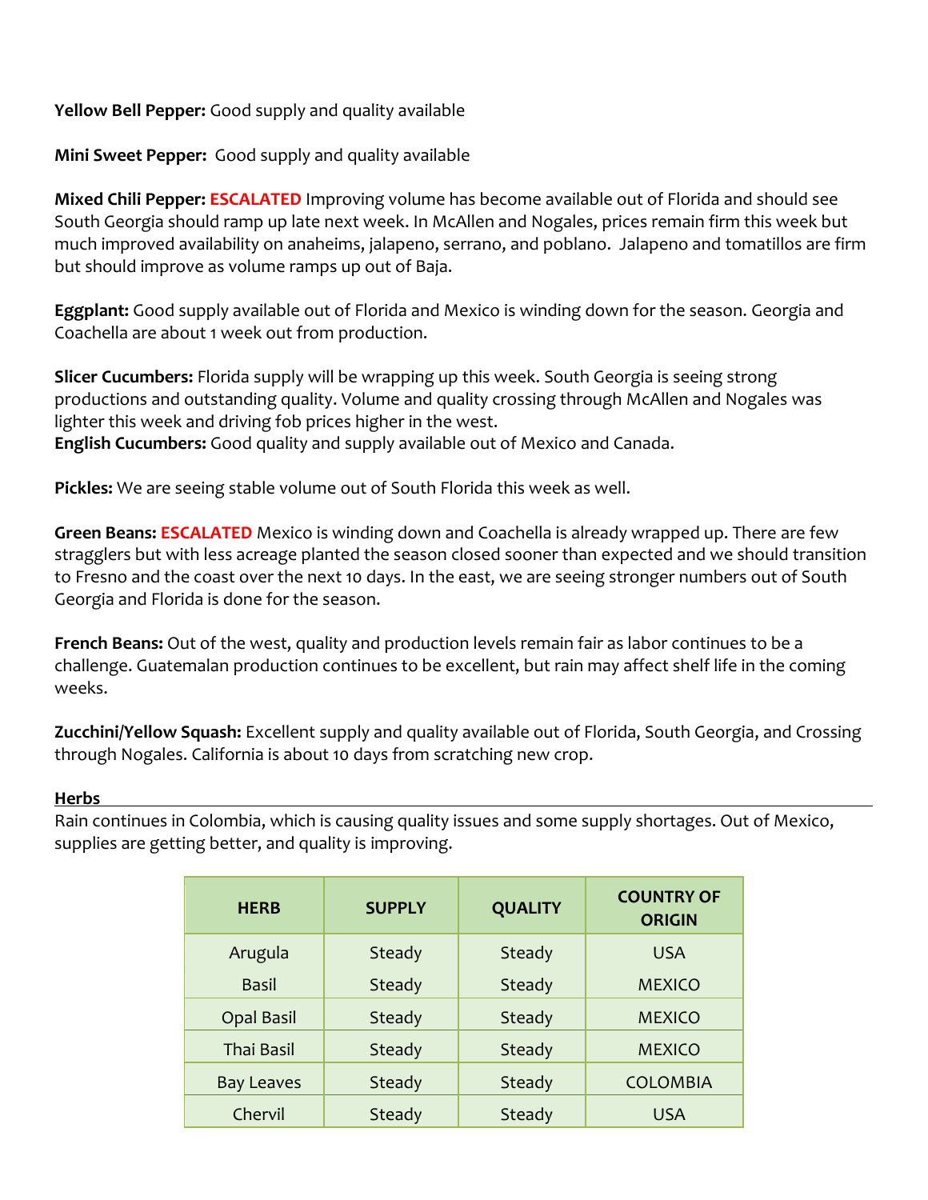**Yellow Bell Pepper:** Good supply and quality available

**Mini Sweet Pepper:** Good supply and quality available

**Mixed Chili Pepper:** **ESCALATED** Improving volume has become available out of Florida and should see South Georgia should ramp up late next week. In McAllen and Nogales, prices remain firm this week but much improved availability on anaheims, jalapeno, serrano, and poblano. Jalapeno and tomatillos are firm but should improve as volume ramps up out of Baja.

**Eggplant:** Good supply available out of Florida and Mexico is winding down for the season. Georgia and Coachella are about 1 week out from production.

**Slicer Cucumbers:** Florida supply will be wrapping up this week. South Georgia is seeing strong productions and outstanding quality. Volume and quality crossing through McAllen and Nogales was lighter this week and driving fob prices higher in the west.
**English Cucumbers:** Good quality and supply available out of Mexico and Canada.

**Pickles:** We are seeing stable volume out of South Florida this week as well.

**Green Beans:** **ESCALATED** Mexico is winding down and Coachella is already wrapped up. There are few stragglers but with less acreage planted the season closed sooner than expected and we should transition to Fresno and the coast over the next 10 days. In the east, we are seeing stronger numbers out of South Georgia and Florida is done for the season.

**French Beans:** Out of the west, quality and production levels remain fair as labor continues to be a challenge. Guatemalan production continues to be excellent, but rain may affect shelf life in the coming weeks.

**Zucchini/Yellow Squash:** Excellent supply and quality available out of Florida, South Georgia, and Crossing through Nogales. California is about 10 days from scratching new crop.

## Herbs

Rain continues in Colombia, which is causing quality issues and some supply shortages. Out of Mexico, supplies are getting better, and quality is improving.

| HERB | SUPPLY | QUALITY | COUNTRY OF ORIGIN |
|---|---|---|---|
| Arugula | Steady | Steady | USA |
| Basil | Steady | Steady | MEXICO |
| Opal Basil | Steady | Steady | MEXICO |
| Thai Basil | Steady | Steady | MEXICO |
| Bay Leaves | Steady | Steady | COLOMBIA |
| Chervil | Steady | Steady | USA |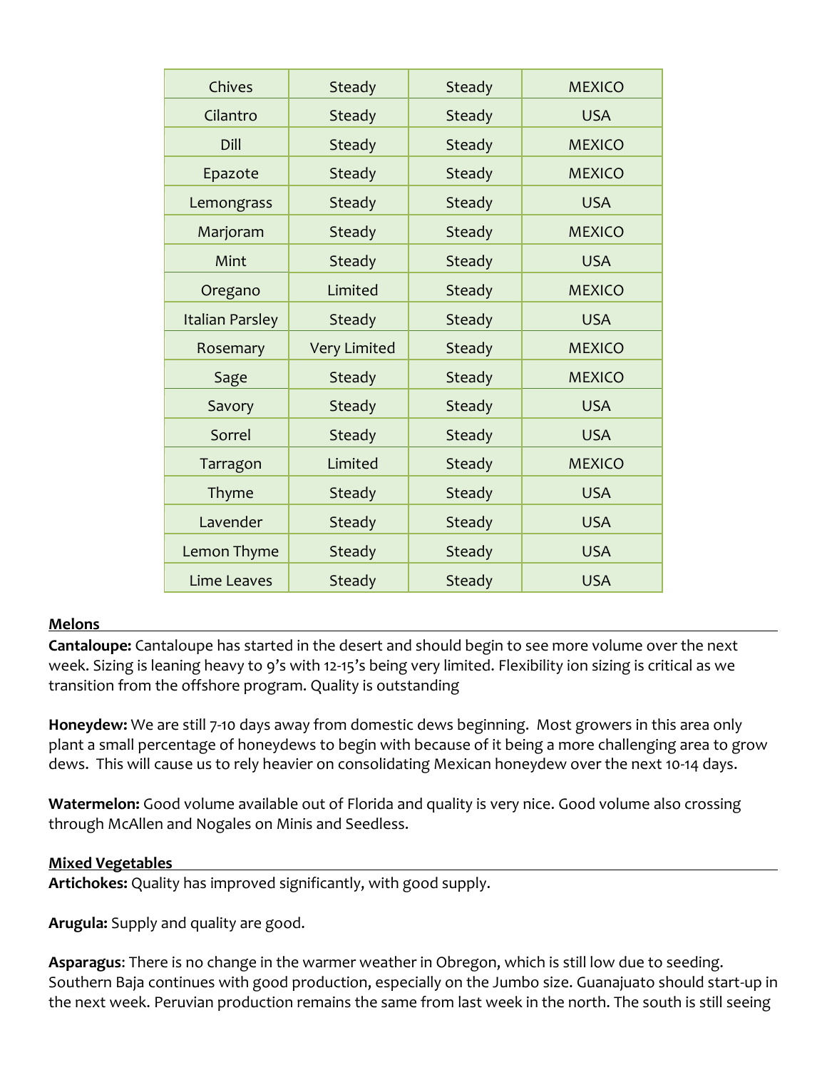| Chives | Steady | Steady | MEXICO |
|---|---|---|---|
| Cilantro | Steady | Steady | USA |
| Dill | Steady | Steady | MEXICO |
| Epazote | Steady | Steady | MEXICO |
| Lemongrass | Steady | Steady | USA |
| Marjoram | Steady | Steady | MEXICO |
| Mint | Steady | Steady | USA |
| Oregano | Limited | Steady | MEXICO |
| Italian Parsley | Steady | Steady | USA |
| Rosemary | Very Limited | Steady | MEXICO |
| Sage | Steady | Steady | MEXICO |
| Savory | Steady | Steady | USA |
| Sorrel | Steady | Steady | USA |
| Tarragon | Limited | Steady | MEXICO |
| Thyme | Steady | Steady | USA |
| Lavender | Steady | Steady | USA |
| Lemon Thyme | Steady | Steady | USA |
| Lime Leaves | Steady | Steady | USA |

## Melons

**Cantaloupe:** Cantaloupe has started in the desert and should begin to see more volume over the next week. Sizing is leaning heavy to 9's with 12-15's being very limited. Flexibility ion sizing is critical as we transition from the offshore program. Quality is outstanding

**Honeydew:** We are still 7-10 days away from domestic dews beginning. Most growers in this area only plant a small percentage of honeydews to begin with because of it being a more challenging area to grow dews. This will cause us to rely heavier on consolidating Mexican honeydew over the next 10-14 days.

**Watermelon:** Good volume available out of Florida and quality is very nice. Good volume also crossing through McAllen and Nogales on Minis and Seedless.

## Mixed Vegetables

**Artichokes:** Quality has improved significantly, with good supply.

**Arugula:** Supply and quality are good.

**Asparagus**: There is no change in the warmer weather in Obregon, which is still low due to seeding. Southern Baja continues with good production, especially on the Jumbo size. Guanajuato should start-up in the next week. Peruvian production remains the same from last week in the north. The south is still seeing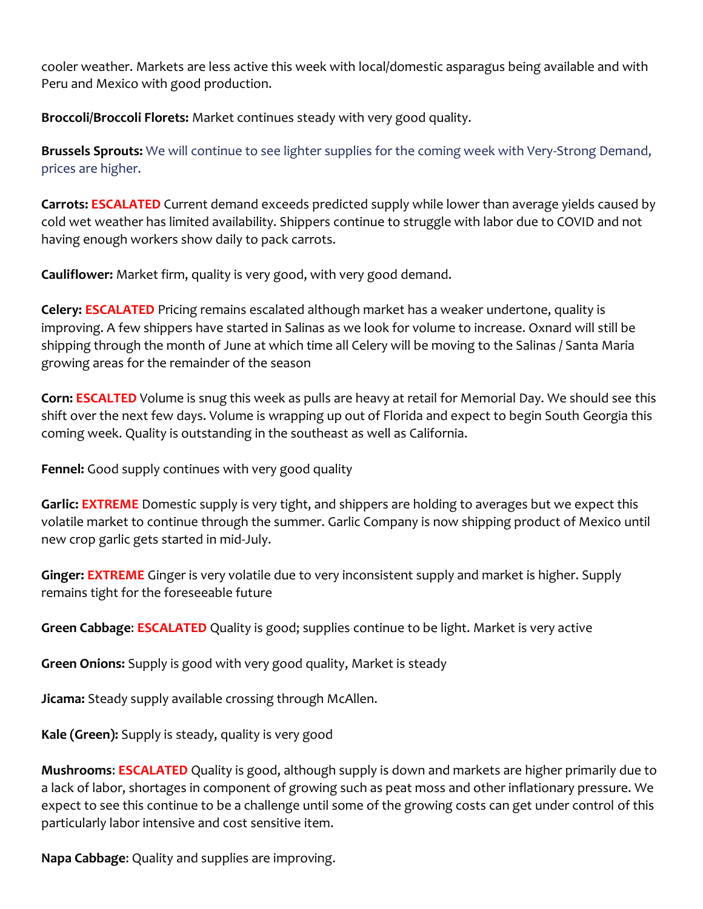cooler weather. Markets are less active this week with local/domestic asparagus being available and with Peru and Mexico with good production.

**Broccoli/Broccoli Florets:** Market continues steady with very good quality.

**Brussels Sprouts:** We will continue to see lighter supplies for the coming week with Very-Strong Demand, prices are higher.

**Carrots:** **ESCALATED** Current demand exceeds predicted supply while lower than average yields caused by cold wet weather has limited availability. Shippers continue to struggle with labor due to COVID and not having enough workers show daily to pack carrots.

**Cauliflower:** Market firm, quality is very good, with very good demand.

**Celery:** **ESCALATED** Pricing remains escalated although market has a weaker undertone, quality is improving. A few shippers have started in Salinas as we look for volume to increase. Oxnard will still be shipping through the month of June at which time all Celery will be moving to the Salinas / Santa Maria growing areas for the remainder of the season

**Corn:** **ESCALTED** Volume is snug this week as pulls are heavy at retail for Memorial Day. We should see this shift over the next few days. Volume is wrapping up out of Florida and expect to begin South Georgia this coming week. Quality is outstanding in the southeast as well as California.

**Fennel:** Good supply continues with very good quality

**Garlic:** **EXTREME** Domestic supply is very tight, and shippers are holding to averages but we expect this volatile market to continue through the summer. Garlic Company is now shipping product of Mexico until new crop garlic gets started in mid-July.

**Ginger:** **EXTREME** Ginger is very volatile due to very inconsistent supply and market is higher. Supply remains tight for the foreseeable future

**Green Cabbage**: **ESCALATED** Quality is good; supplies continue to be light. Market is very active

**Green Onions:** Supply is good with very good quality, Market is steady

**Jicama:** Steady supply available crossing through McAllen.

**Kale (Green):** Supply is steady, quality is very good

**Mushrooms**: **ESCALATED** Quality is good, although supply is down and markets are higher primarily due to a lack of labor, shortages in component of growing such as peat moss and other inflationary pressure. We expect to see this continue to be a challenge until some of the growing costs can get under control of this particularly labor intensive and cost sensitive item.

**Napa Cabbage**: Quality and supplies are improving.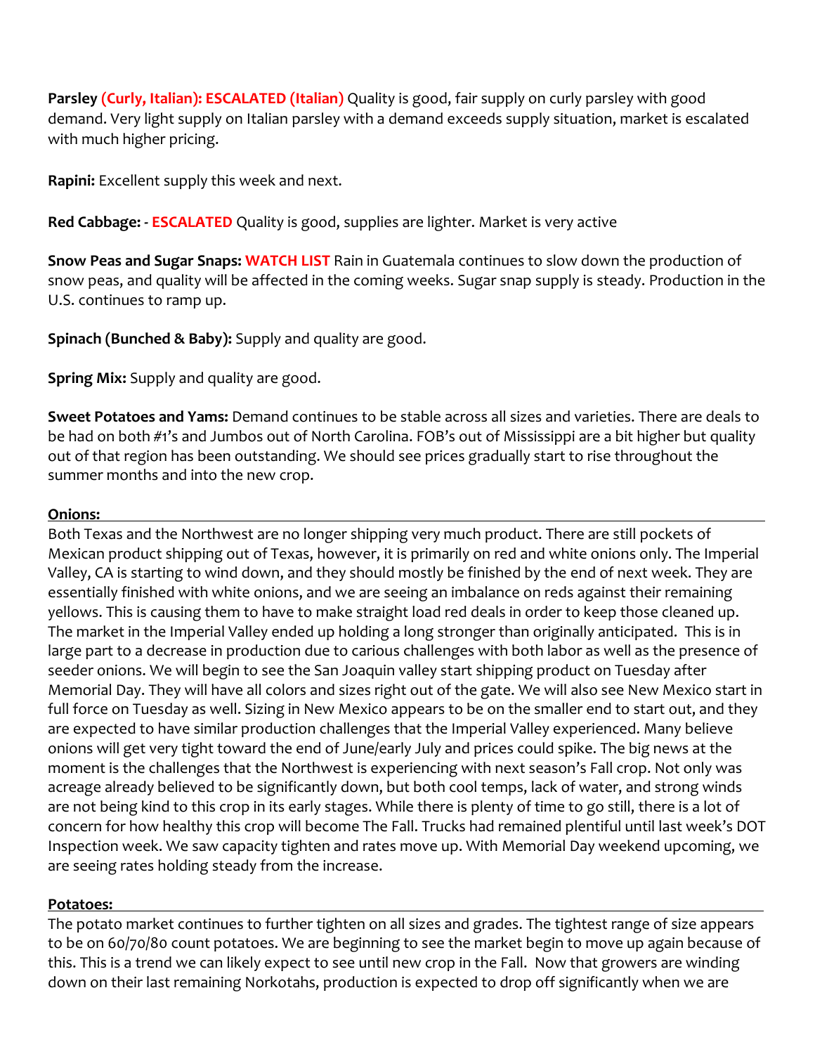**Parsley (Curly, Italian): ESCALATED (Italian)** Quality is good, fair supply on curly parsley with good demand. Very light supply on Italian parsley with a demand exceeds supply situation, market is escalated with much higher pricing.

**Rapini:** Excellent supply this week and next.

**Red Cabbage: - ESCALATED** Quality is good, supplies are lighter. Market is very active

**Snow Peas and Sugar Snaps: WATCH LIST** Rain in Guatemala continues to slow down the production of snow peas, and quality will be affected in the coming weeks. Sugar snap supply is steady. Production in the U.S. continues to ramp up.

**Spinach (Bunched & Baby):** Supply and quality are good.

**Spring Mix:** Supply and quality are good.

**Sweet Potatoes and Yams:** Demand continues to be stable across all sizes and varieties. There are deals to be had on both #1's and Jumbos out of North Carolina. FOB's out of Mississippi are a bit higher but quality out of that region has been outstanding. We should see prices gradually start to rise throughout the summer months and into the new crop.

## Onions:

Both Texas and the Northwest are no longer shipping very much product. There are still pockets of Mexican product shipping out of Texas, however, it is primarily on red and white onions only. The Imperial Valley, CA is starting to wind down, and they should mostly be finished by the end of next week. They are essentially finished with white onions, and we are seeing an imbalance on reds against their remaining yellows. This is causing them to have to make straight load red deals in order to keep those cleaned up. The market in the Imperial Valley ended up holding a long stronger than originally anticipated. This is in large part to a decrease in production due to carious challenges with both labor as well as the presence of seeder onions. We will begin to see the San Joaquin valley start shipping product on Tuesday after Memorial Day. They will have all colors and sizes right out of the gate. We will also see New Mexico start in full force on Tuesday as well. Sizing in New Mexico appears to be on the smaller end to start out, and they are expected to have similar production challenges that the Imperial Valley experienced. Many believe onions will get very tight toward the end of June/early July and prices could spike. The big news at the moment is the challenges that the Northwest is experiencing with next season's Fall crop. Not only was acreage already believed to be significantly down, but both cool temps, lack of water, and strong winds are not being kind to this crop in its early stages. While there is plenty of time to go still, there is a lot of concern for how healthy this crop will become The Fall. Trucks had remained plentiful until last week's DOT Inspection week. We saw capacity tighten and rates move up. With Memorial Day weekend upcoming, we are seeing rates holding steady from the increase.

## Potatoes:

The potato market continues to further tighten on all sizes and grades. The tightest range of size appears to be on 60/70/80 count potatoes. We are beginning to see the market begin to move up again because of this. This is a trend we can likely expect to see until new crop in the Fall. Now that growers are winding down on their last remaining Norkotahs, production is expected to drop off significantly when we are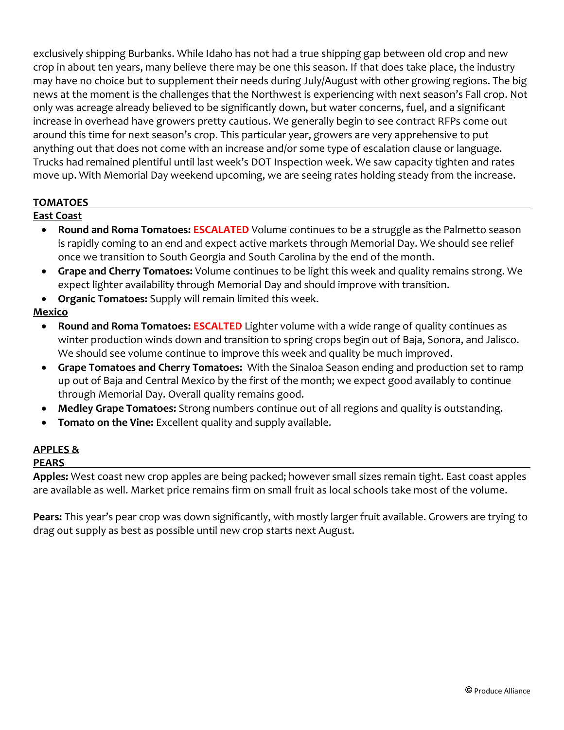exclusively shipping Burbanks. While Idaho has not had a true shipping gap between old crop and new crop in about ten years, many believe there may be one this season. If that does take place, the industry may have no choice but to supplement their needs during July/August with other growing regions. The big news at the moment is the challenges that the Northwest is experiencing with next season's Fall crop. Not only was acreage already believed to be significantly down, but water concerns, fuel, and a significant increase in overhead have growers pretty cautious. We generally begin to see contract RFPs come out around this time for next season's crop. This particular year, growers are very apprehensive to put anything out that does not come with an increase and/or some type of escalation clause or language. Trucks had remained plentiful until last week's DOT Inspection week. We saw capacity tighten and rates move up. With Memorial Day weekend upcoming, we are seeing rates holding steady from the increase.

## TOMATOES

### East Coast

- **Round and Roma Tomatoes: ESCALATED** Volume continues to be a struggle as the Palmetto season is rapidly coming to an end and expect active markets through Memorial Day. We should see relief once we transition to South Georgia and South Carolina by the end of the month.
- **Grape and Cherry Tomatoes:** Volume continues to be light this week and quality remains strong. We expect lighter availability through Memorial Day and should improve with transition.
- **Organic Tomatoes:** Supply will remain limited this week.

### Mexico

- **Round and Roma Tomatoes: ESCALTED** Lighter volume with a wide range of quality continues as winter production winds down and transition to spring crops begin out of Baja, Sonora, and Jalisco. We should see volume continue to improve this week and quality be much improved.
- **Grape Tomatoes and Cherry Tomatoes:** With the Sinaloa Season ending and production set to ramp up out of Baja and Central Mexico by the first of the month; we expect good availably to continue through Memorial Day. Overall quality remains good.
- **Medley Grape Tomatoes:** Strong numbers continue out of all regions and quality is outstanding.
- **Tomato on the Vine:** Excellent quality and supply available.

## APPLES & PEARS

**Apples:** West coast new crop apples are being packed; however small sizes remain tight. East coast apples are available as well. Market price remains firm on small fruit as local schools take most of the volume.

**Pears:** This year's pear crop was down significantly, with mostly larger fruit available. Growers are trying to drag out supply as best as possible until new crop starts next August.